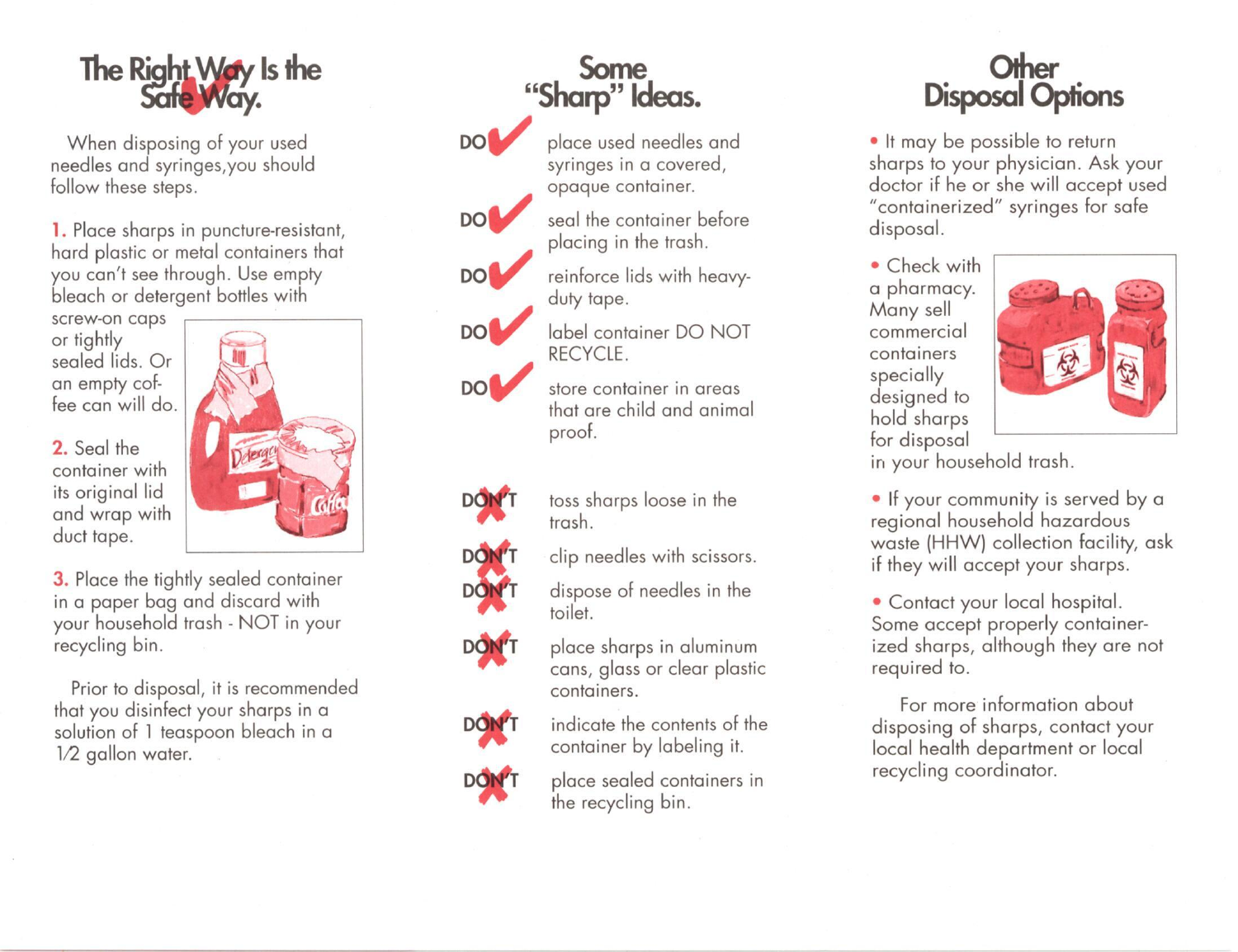## The Right Way Is the Safe Way.

When disposing of your used needles and syringes, you should follow these steps.

**1.** Place sharps in puncture-resistant, hard plastic or metal containers that you can't see through. Use empty bleach or detergent bottles with screw-on caps or tightly sealed lids. Or an empty coffee can will do.

**2.** Seal the container with its original lid and wrap with duct tape.

**3.** Place the tightly sealed container in a paper bag and discard with your household trash - NOT in your recycling bin.

Prior to disposal, it is recommended that you disinfect your sharps in a solution of 1 teaspoon bleach in a 1/2 gallon water.

## Some "Sharp" Ideas.

**DO** ✔ place used needles and syringes in a covered, opaque container.

**DO** ✔ seal the container before placing in the trash.

**DO** ✔ reinforce lids with heavy-duty tape.

**DO** ✔ label container DO NOT RECYCLE.

**DO** ✔ store container in areas that are child and animal proof.

**DON'T** ✘ toss sharps loose in the trash.

**DON'T** ✘ clip needles with scissors.

**DON'T** ✘ dispose of needles in the toilet.

**DON'T** ✘ place sharps in aluminum cans, glass or clear plastic containers.

**DON'T** ✘ indicate the contents of the container by labeling it.

**DON'T** ✘ place sealed containers in the recycling bin.

## Other Disposal Options

- It may be possible to return sharps to your physician. Ask your doctor if he or she will accept used "containerized" syringes for safe disposal.
- Check with a pharmacy. Many sell commercial containers specially designed to hold sharps for disposal in your household trash.
- If your community is served by a regional household hazardous waste (HHW) collection facility, ask if they will accept your sharps.
- Contact your local hospital. Some accept properly containerized sharps, although they are not required to.

For more information about disposing of sharps, contact your local health department or local recycling coordinator.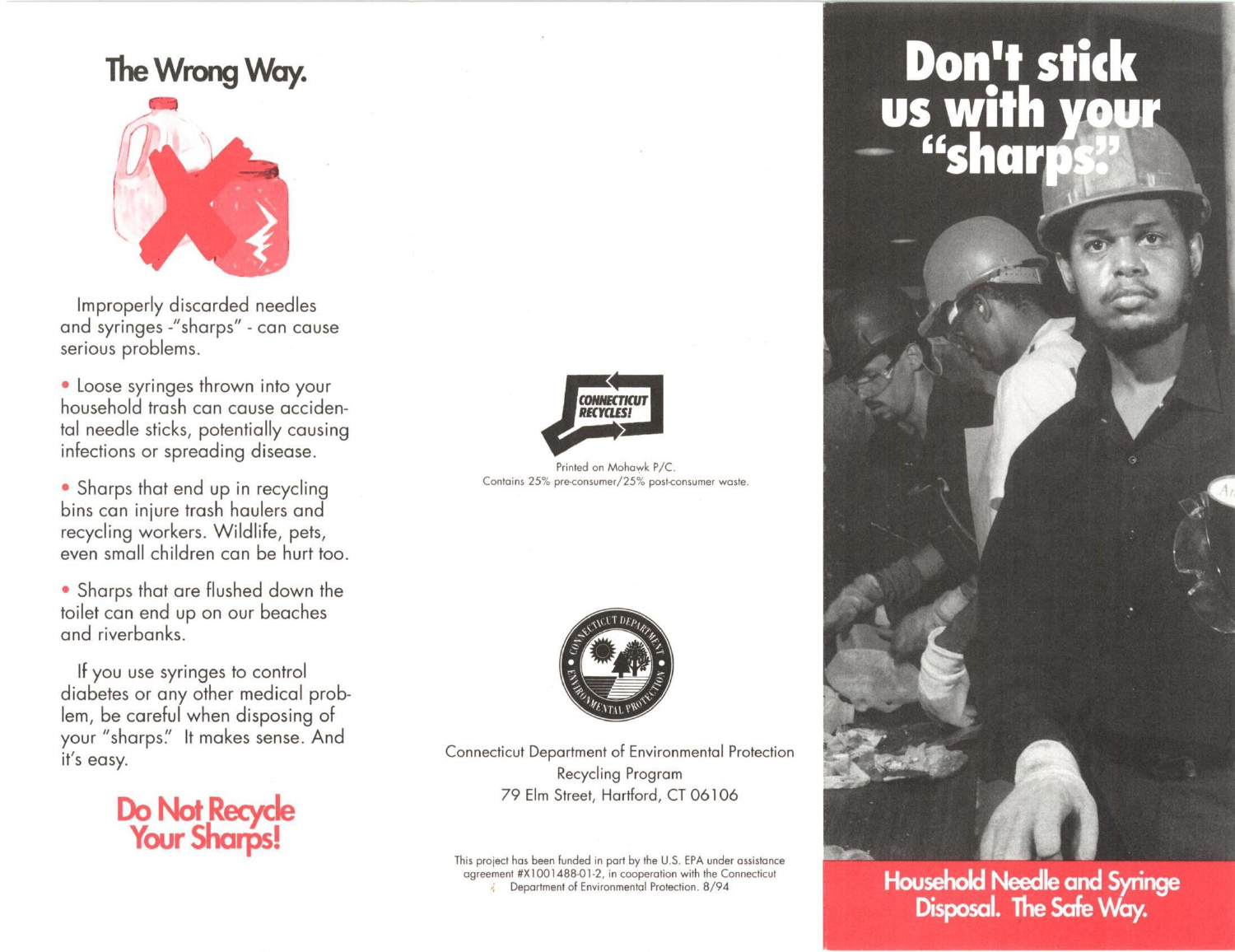# The Wrong Way.

Improperly discarded needles and syringes -"sharps" - can cause serious problems.

- Loose syringes thrown into your household trash can cause accidental needle sticks, potentially causing infections or spreading disease.
- Sharps that end up in recycling bins can injure trash haulers and recycling workers. Wildlife, pets, even small children can be hurt too.
- Sharps that are flushed down the toilet can end up on our beaches and riverbanks.

If you use syringes to control diabetes or any other medical problem, be careful when disposing of your "sharps." It makes sense. And it's easy.

**Do Not Recycle Your Sharps!**

CONNECTICUT RECYCLES!

Printed on Mohawk P/C.
Contains 25% pre-consumer/25% post-consumer waste.

Connecticut Department of Environmental Protection
Recycling Program
79 Elm Street, Hartford, CT 06106

This project has been funded in part by the U.S. EPA under assistance agreement #X1001488-01-2, in cooperation with the Connecticut Department of Environmental Protection. 8/94

# Don't stick us with your "sharps."

## Household Needle and Syringe Disposal. The Safe Way.